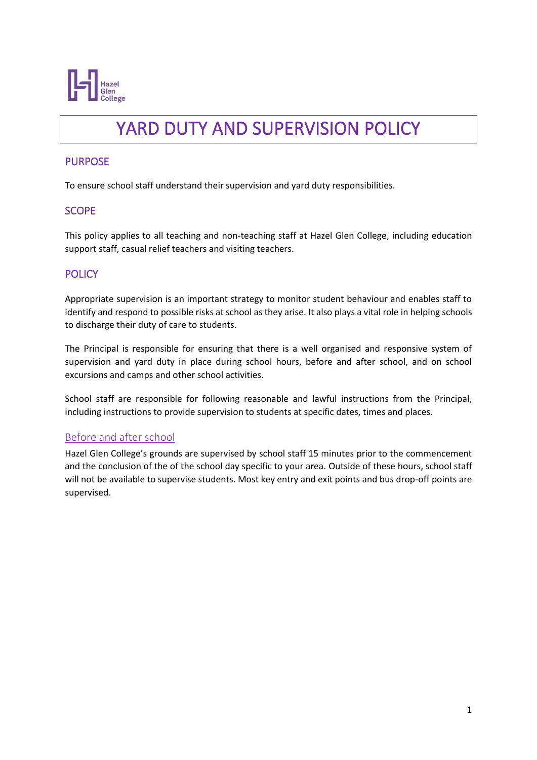# YARD DUTY AND SUPERVISION POLICY

## PURPOSE

To ensure school staff understand their supervision and yard duty responsibilities.

## SCOPE

This policy applies to all teaching and non-teaching staff at Hazel Glen College, including education support staff, casual relief teachers and visiting teachers.

## POLICY

Appropriate supervision is an important strategy to monitor student behaviour and enables staff to identify and respond to possible risks at school as they arise. It also plays a vital role in helping schools to discharge their duty of care to students.

The Principal is responsible for ensuring that there is a well organised and responsive system of supervision and yard duty in place during school hours, before and after school, and on school excursions and camps and other school activities.

School staff are responsible for following reasonable and lawful instructions from the Principal, including instructions to provide supervision to students at specific dates, times and places.

### Before and after school

Hazel Glen College's grounds are supervised by school staff 15 minutes prior to the commencement and the conclusion of the of the school day specific to your area. Outside of these hours, school staff will not be available to supervise students. Most key entry and exit points and bus drop-off points are supervised.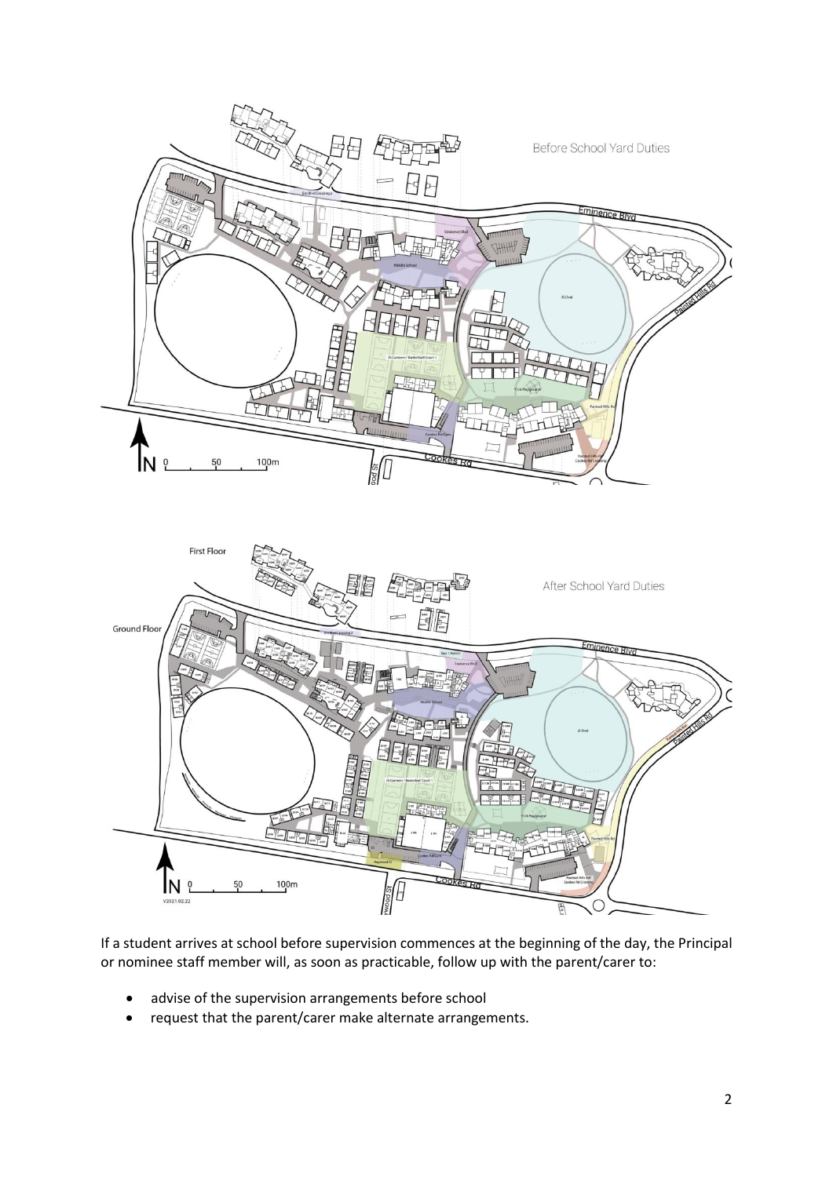If a student arrives at school before supervision commences at the beginning of the day, the Principal or nominee staff member will, as soon as practicable, follow up with the parent/carer to:

- advise of the supervision arrangements before school
- request that the parent/carer make alternate arrangements.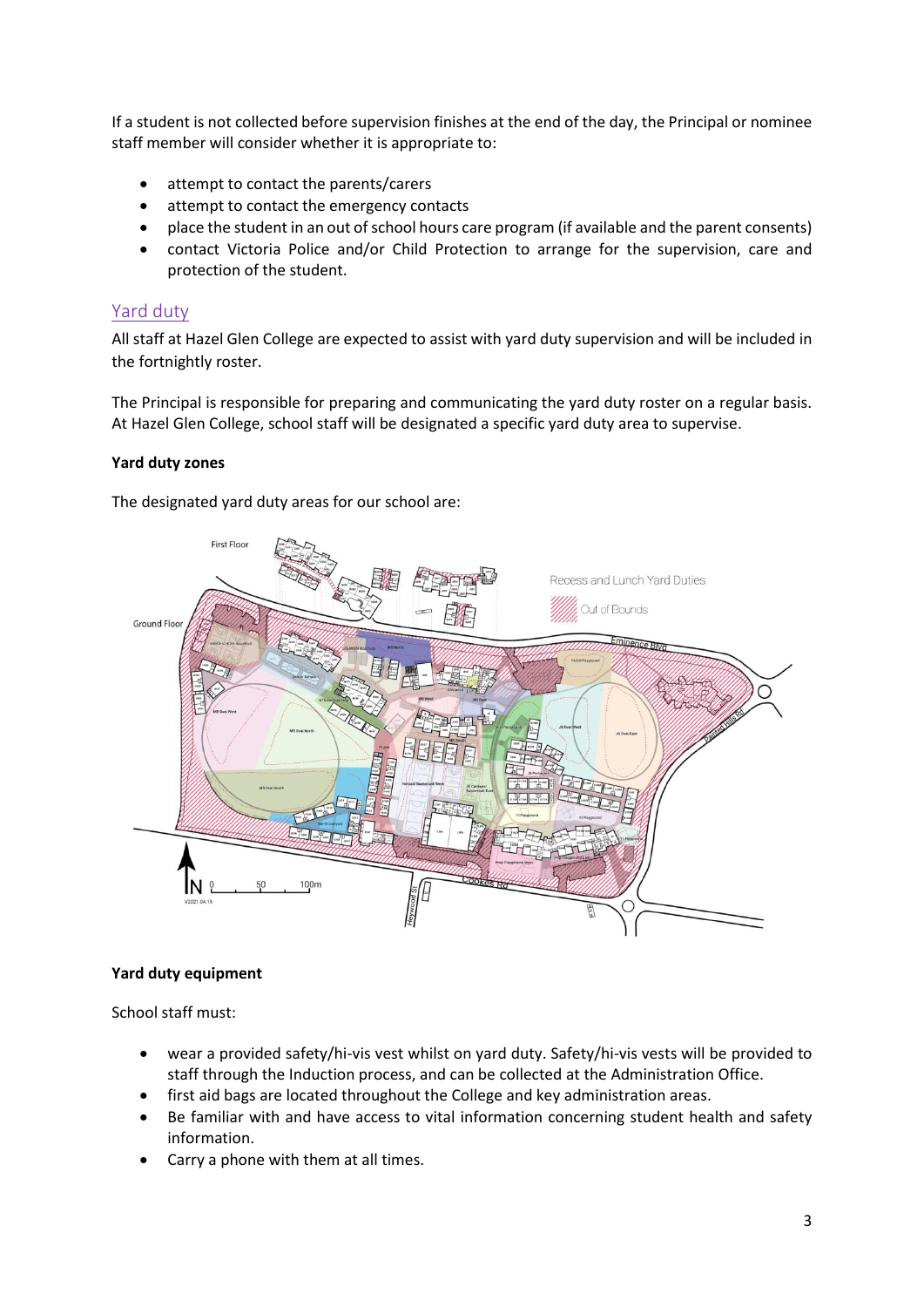If a student is not collected before supervision finishes at the end of the day, the Principal or nominee staff member will consider whether it is appropriate to:

- attempt to contact the parents/carers
- attempt to contact the emergency contacts
- place the student in an out of school hours care program (if available and the parent consents)
- contact Victoria Police and/or Child Protection to arrange for the supervision, care and protection of the student.

## Yard duty

All staff at Hazel Glen College are expected to assist with yard duty supervision and will be included in the fortnightly roster.

The Principal is responsible for preparing and communicating the yard duty roster on a regular basis. At Hazel Glen College, school staff will be designated a specific yard duty area to supervise.

**Yard duty zones**

The designated yard duty areas for our school are:

**Yard duty equipment**

School staff must:

- wear a provided safety/hi-vis vest whilst on yard duty. Safety/hi-vis vests will be provided to staff through the Induction process, and can be collected at the Administration Office.
- first aid bags are located throughout the College and key administration areas.
- Be familiar with and have access to vital information concerning student health and safety information.
- Carry a phone with them at all times.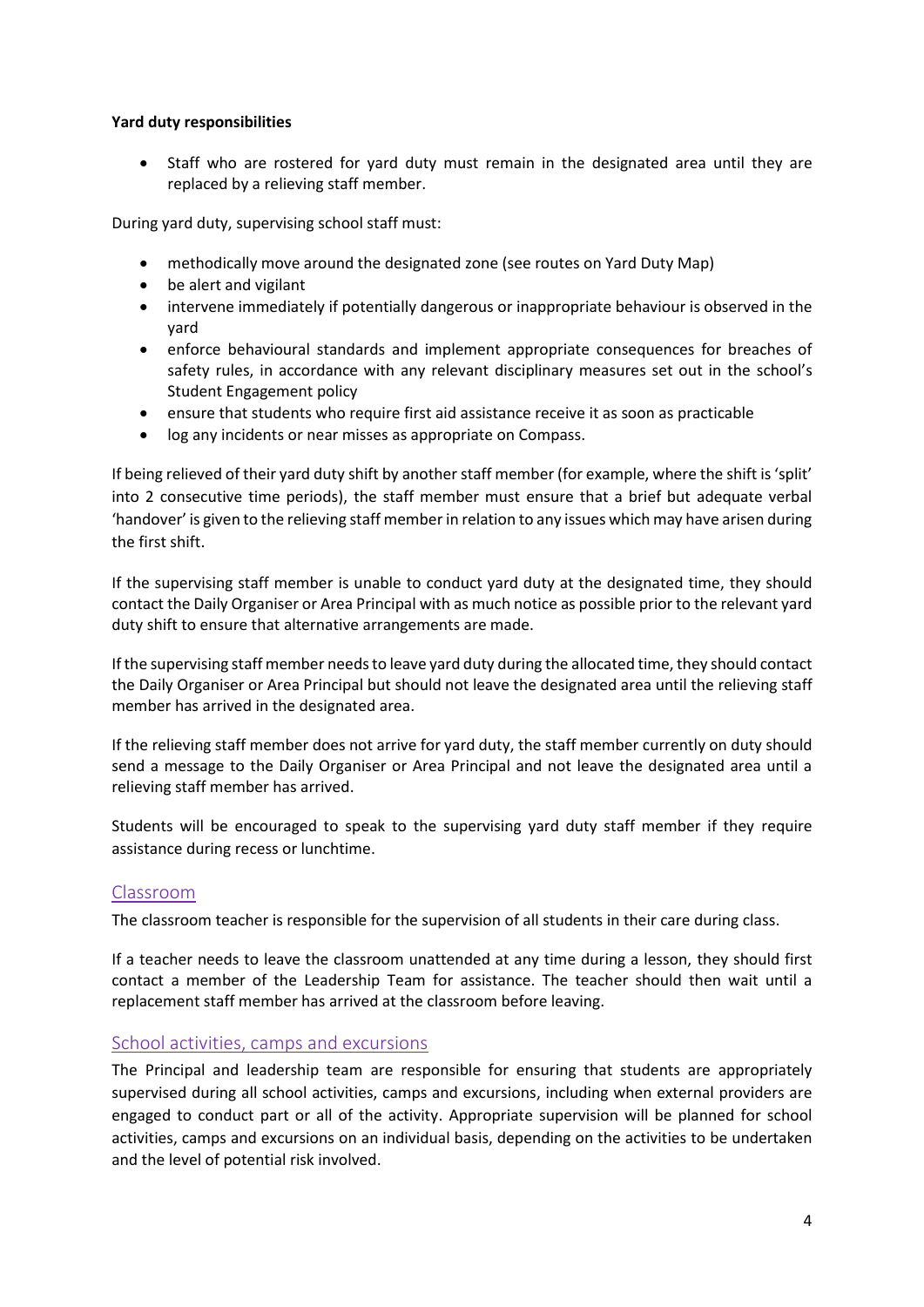**Yard duty responsibilities**

- Staff who are rostered for yard duty must remain in the designated area until they are replaced by a relieving staff member.

During yard duty, supervising school staff must:

- methodically move around the designated zone (see routes on Yard Duty Map)
- be alert and vigilant
- intervene immediately if potentially dangerous or inappropriate behaviour is observed in the yard
- enforce behavioural standards and implement appropriate consequences for breaches of safety rules, in accordance with any relevant disciplinary measures set out in the school's Student Engagement policy
- ensure that students who require first aid assistance receive it as soon as practicable
- log any incidents or near misses as appropriate on Compass.

If being relieved of their yard duty shift by another staff member (for example, where the shift is 'split' into 2 consecutive time periods), the staff member must ensure that a brief but adequate verbal 'handover' is given to the relieving staff member in relation to any issues which may have arisen during the first shift.

If the supervising staff member is unable to conduct yard duty at the designated time, they should contact the Daily Organiser or Area Principal with as much notice as possible prior to the relevant yard duty shift to ensure that alternative arrangements are made.

If the supervising staff member needs to leave yard duty during the allocated time, they should contact the Daily Organiser or Area Principal but should not leave the designated area until the relieving staff member has arrived in the designated area.

If the relieving staff member does not arrive for yard duty, the staff member currently on duty should send a message to the Daily Organiser or Area Principal and not leave the designated area until a relieving staff member has arrived.

Students will be encouraged to speak to the supervising yard duty staff member if they require assistance during recess or lunchtime.

## Classroom

The classroom teacher is responsible for the supervision of all students in their care during class.

If a teacher needs to leave the classroom unattended at any time during a lesson, they should first contact a member of the Leadership Team for assistance. The teacher should then wait until a replacement staff member has arrived at the classroom before leaving.

## School activities, camps and excursions

The Principal and leadership team are responsible for ensuring that students are appropriately supervised during all school activities, camps and excursions, including when external providers are engaged to conduct part or all of the activity. Appropriate supervision will be planned for school activities, camps and excursions on an individual basis, depending on the activities to be undertaken and the level of potential risk involved.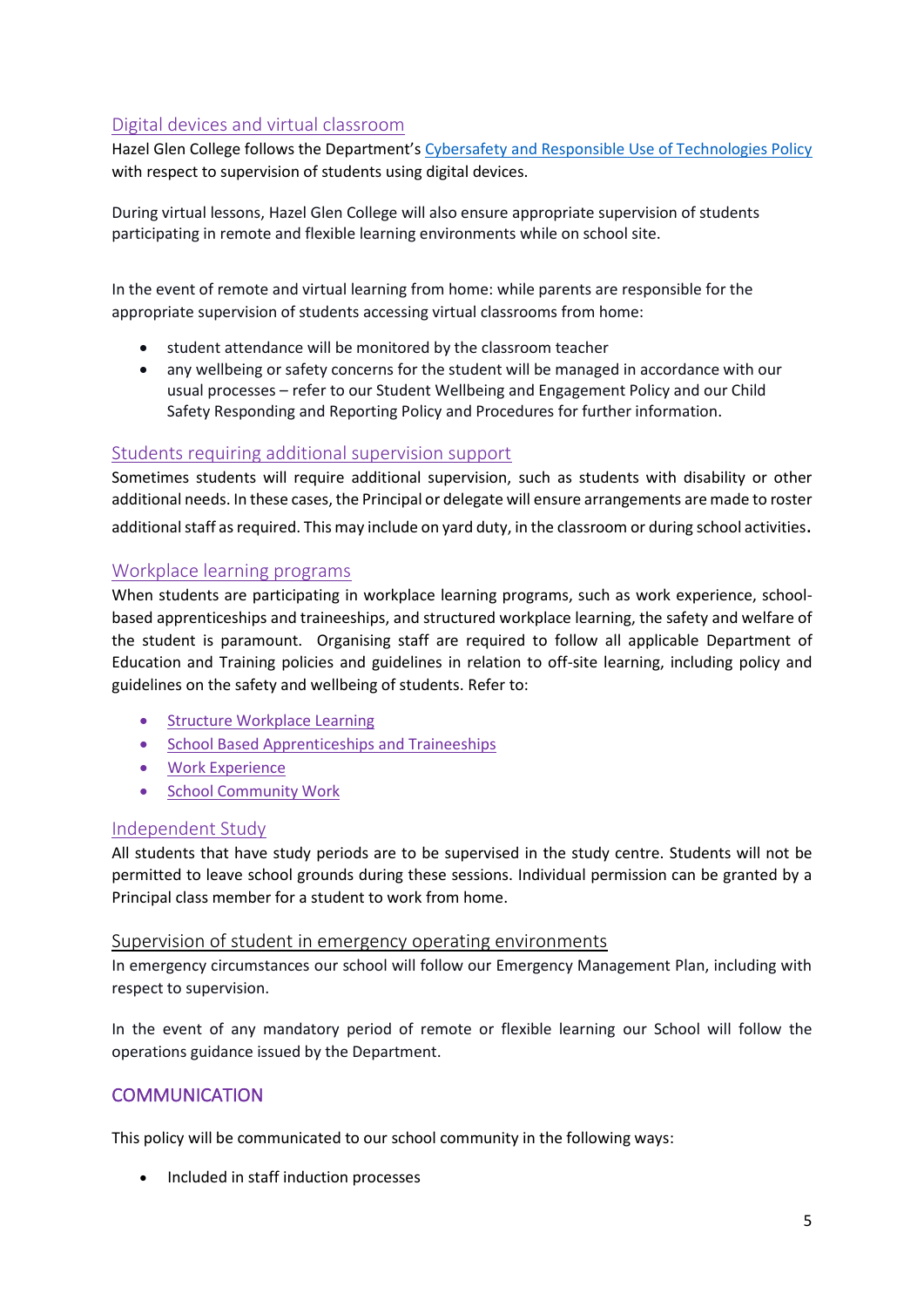### Digital devices and virtual classroom

Hazel Glen College follows the Department's [Cybersafety and Responsible Use of Technologies Policy](#) with respect to supervision of students using digital devices.

During virtual lessons, Hazel Glen College will also ensure appropriate supervision of students participating in remote and flexible learning environments while on school site.

In the event of remote and virtual learning from home: while parents are responsible for the appropriate supervision of students accessing virtual classrooms from home:

- student attendance will be monitored by the classroom teacher
- any wellbeing or safety concerns for the student will be managed in accordance with our usual processes – refer to our Student Wellbeing and Engagement Policy and our Child Safety Responding and Reporting Policy and Procedures for further information.

### Students requiring additional supervision support

Sometimes students will require additional supervision, such as students with disability or other additional needs. In these cases, the Principal or delegate will ensure arrangements are made to roster additional staff as required. This may include on yard duty, in the classroom or during school activities.

### Workplace learning programs

When students are participating in workplace learning programs, such as work experience, school-based apprenticeships and traineeships, and structured workplace learning, the safety and welfare of the student is paramount. Organising staff are required to follow all applicable Department of Education and Training policies and guidelines in relation to off-site learning, including policy and guidelines on the safety and wellbeing of students. Refer to:

- [Structure Workplace Learning](#)
- [School Based Apprenticeships and Traineeships](#)
- [Work Experience](#)
- [School Community Work](#)

### Independent Study

All students that have study periods are to be supervised in the study centre. Students will not be permitted to leave school grounds during these sessions. Individual permission can be granted by a Principal class member for a student to work from home.

### Supervision of student in emergency operating environments

In emergency circumstances our school will follow our Emergency Management Plan, including with respect to supervision.

In the event of any mandatory period of remote or flexible learning our School will follow the operations guidance issued by the Department.

## COMMUNICATION

This policy will be communicated to our school community in the following ways:

- Included in staff induction processes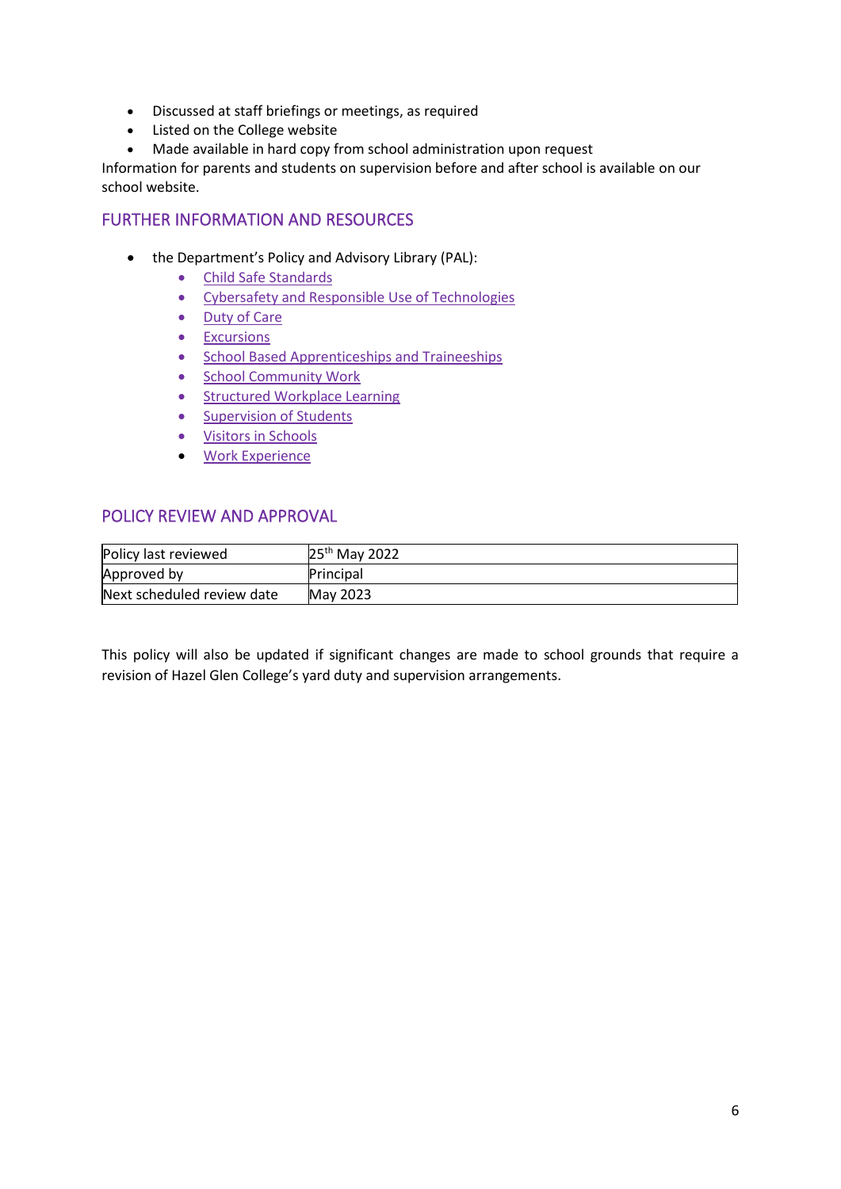- Discussed at staff briefings or meetings, as required
- Listed on the College website
- Made available in hard copy from school administration upon request

Information for parents and students on supervision before and after school is available on our school website.

## FURTHER INFORMATION AND RESOURCES

- the Department's Policy and Advisory Library (PAL):
  - Child Safe Standards
  - Cybersafety and Responsible Use of Technologies
  - Duty of Care
  - Excursions
  - School Based Apprenticeships and Traineeships
  - School Community Work
  - Structured Workplace Learning
  - Supervision of Students
  - Visitors in Schools
  - Work Experience

## POLICY REVIEW AND APPROVAL

| | |
|---|---|
| Policy last reviewed | 25th May 2022 |
| Approved by | Principal |
| Next scheduled review date | May 2023 |

This policy will also be updated if significant changes are made to school grounds that require a revision of Hazel Glen College's yard duty and supervision arrangements.